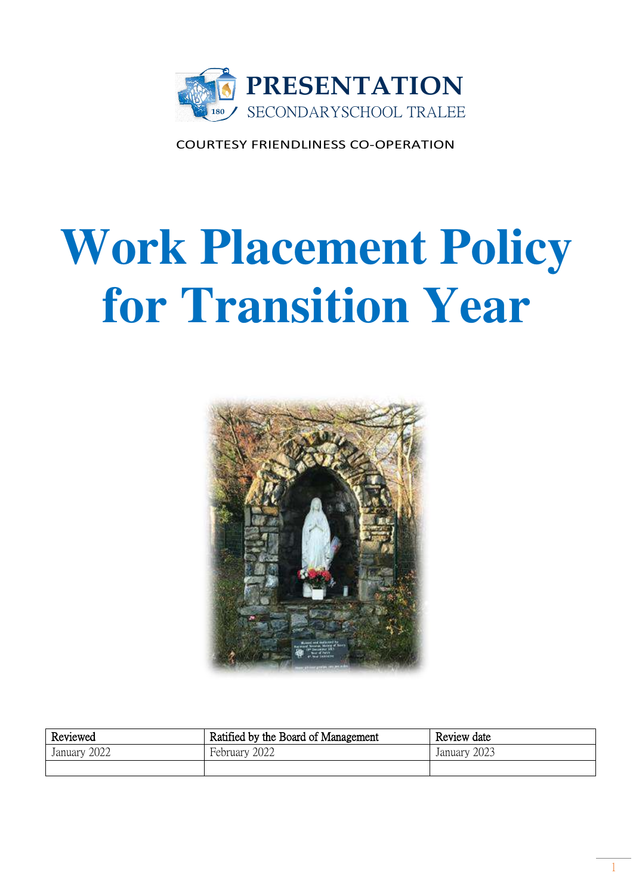PRESENTATION

SECONDARYSCHOOL TRALEE

COURTESY FRIENDLINESS CO-OPERATION

# Work Placement Policy for Transition Year

| Reviewed | Ratified by the Board of Management | Review date |
|---|---|---|
| January 2022 | February 2022 | January 2023 |
| | | |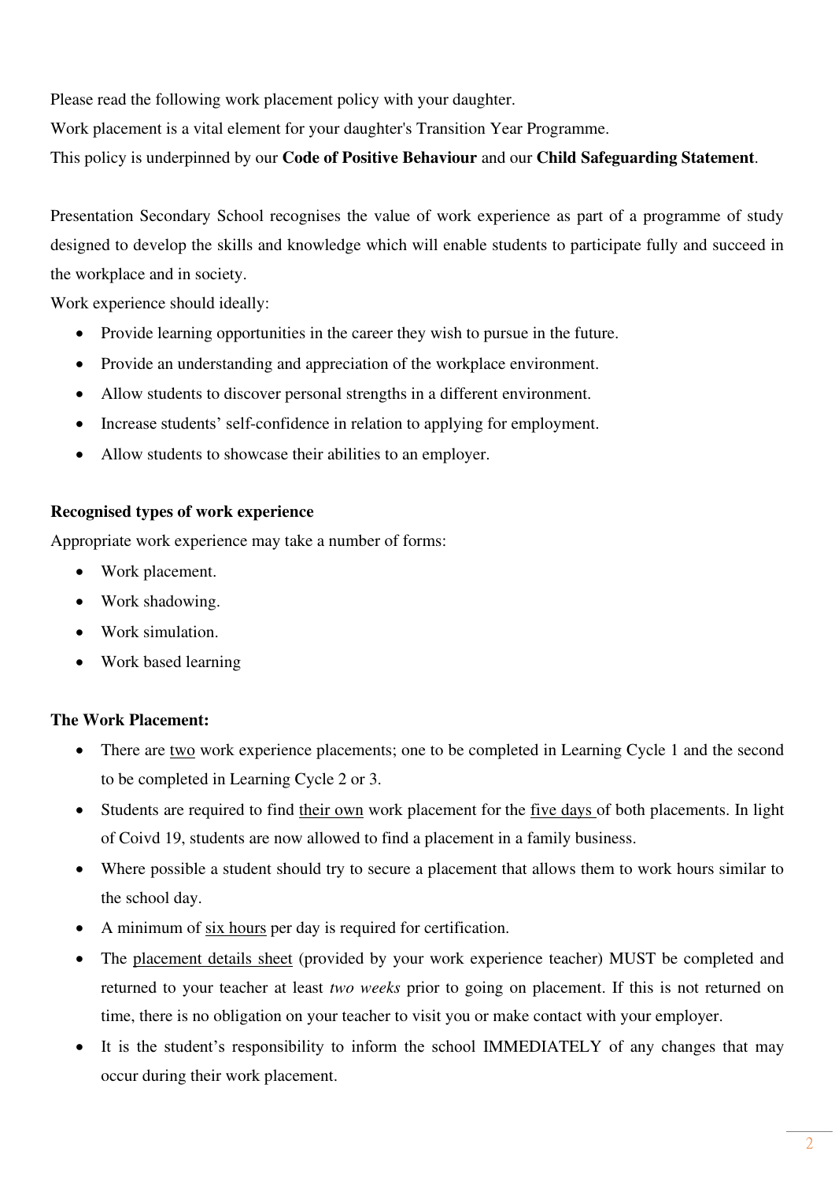Please read the following work placement policy with your daughter.

Work placement is a vital element for your daughter's Transition Year Programme.

This policy is underpinned by our **Code of Positive Behaviour** and our **Child Safeguarding Statement**.

Presentation Secondary School recognises the value of work experience as part of a programme of study designed to develop the skills and knowledge which will enable students to participate fully and succeed in the workplace and in society.

Work experience should ideally:

- Provide learning opportunities in the career they wish to pursue in the future.
- Provide an understanding and appreciation of the workplace environment.
- Allow students to discover personal strengths in a different environment.
- Increase students' self-confidence in relation to applying for employment.
- Allow students to showcase their abilities to an employer.

**Recognised types of work experience**

Appropriate work experience may take a number of forms:

- Work placement.
- Work shadowing.
- Work simulation.
- Work based learning

**The Work Placement:**

- There are two work experience placements; one to be completed in Learning Cycle 1 and the second to be completed in Learning Cycle 2 or 3.
- Students are required to find their own work placement for the five days of both placements. In light of Coivd 19, students are now allowed to find a placement in a family business.
- Where possible a student should try to secure a placement that allows them to work hours similar to the school day.
- A minimum of six hours per day is required for certification.
- The placement details sheet (provided by your work experience teacher) MUST be completed and returned to your teacher at least *two weeks* prior to going on placement. If this is not returned on time, there is no obligation on your teacher to visit you or make contact with your employer.
- It is the student's responsibility to inform the school IMMEDIATELY of any changes that may occur during their work placement.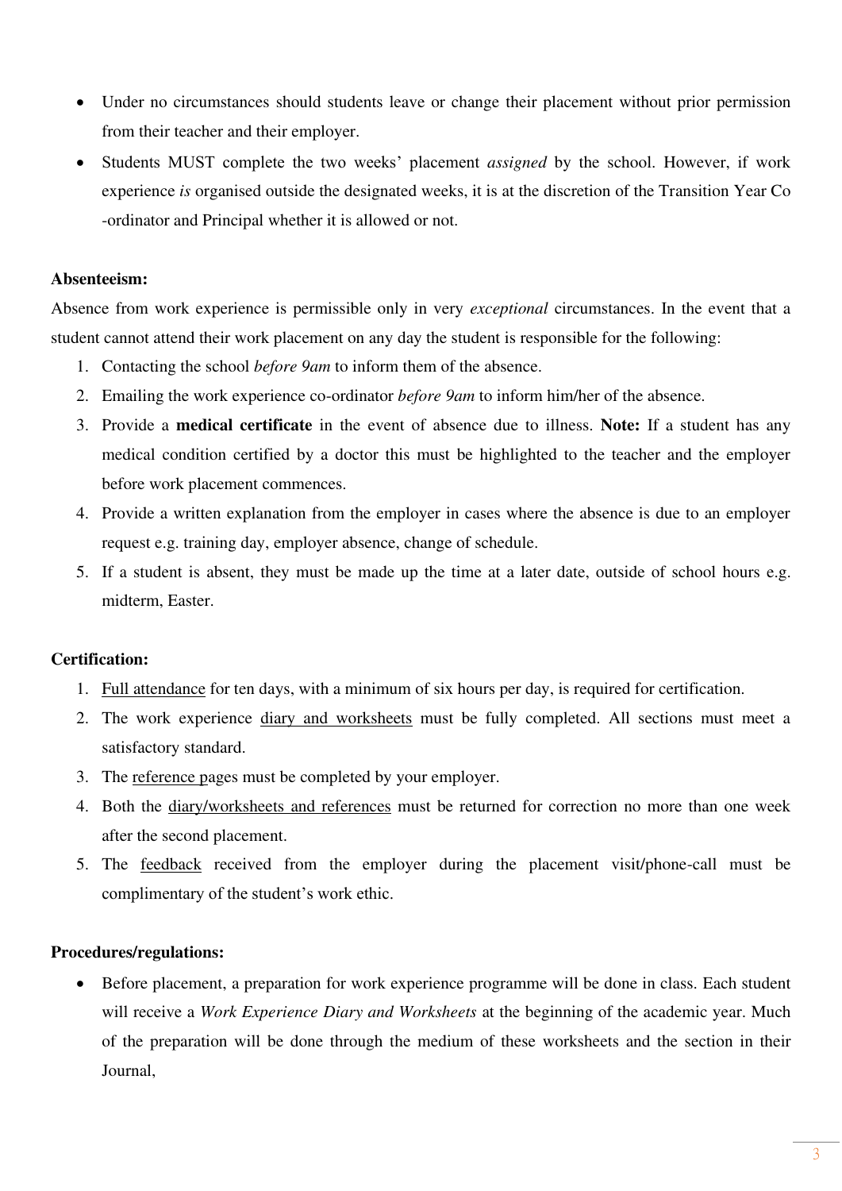- Under no circumstances should students leave or change their placement without prior permission from their teacher and their employer.
- Students MUST complete the two weeks' placement *assigned* by the school. However, if work experience *is* organised outside the designated weeks, it is at the discretion of the Transition Year Co -ordinator and Principal whether it is allowed or not.

**Absenteeism:**

Absence from work experience is permissible only in very *exceptional* circumstances. In the event that a student cannot attend their work placement on any day the student is responsible for the following:

1. Contacting the school *before 9am* to inform them of the absence.
2. Emailing the work experience co-ordinator *before 9am* to inform him/her of the absence.
3. Provide a **medical certificate** in the event of absence due to illness. **Note:** If a student has any medical condition certified by a doctor this must be highlighted to the teacher and the employer before work placement commences.
4. Provide a written explanation from the employer in cases where the absence is due to an employer request e.g. training day, employer absence, change of schedule.
5. If a student is absent, they must be made up the time at a later date, outside of school hours e.g. midterm, Easter.

**Certification:**

1. <u>Full attendance</u> for ten days, with a minimum of six hours per day, is required for certification.
2. The work experience <u>diary and worksheets</u> must be fully completed. All sections must meet a satisfactory standard.
3. The <u>reference p</u>ages must be completed by your employer.
4. Both the <u>diary/worksheets and references</u> must be returned for correction no more than one week after the second placement.
5. The <u>feedback</u> received from the employer during the placement visit/phone-call must be complimentary of the student's work ethic.

**Procedures/regulations:**

- Before placement, a preparation for work experience programme will be done in class. Each student will receive a *Work Experience Diary and Worksheets* at the beginning of the academic year. Much of the preparation will be done through the medium of these worksheets and the section in their Journal,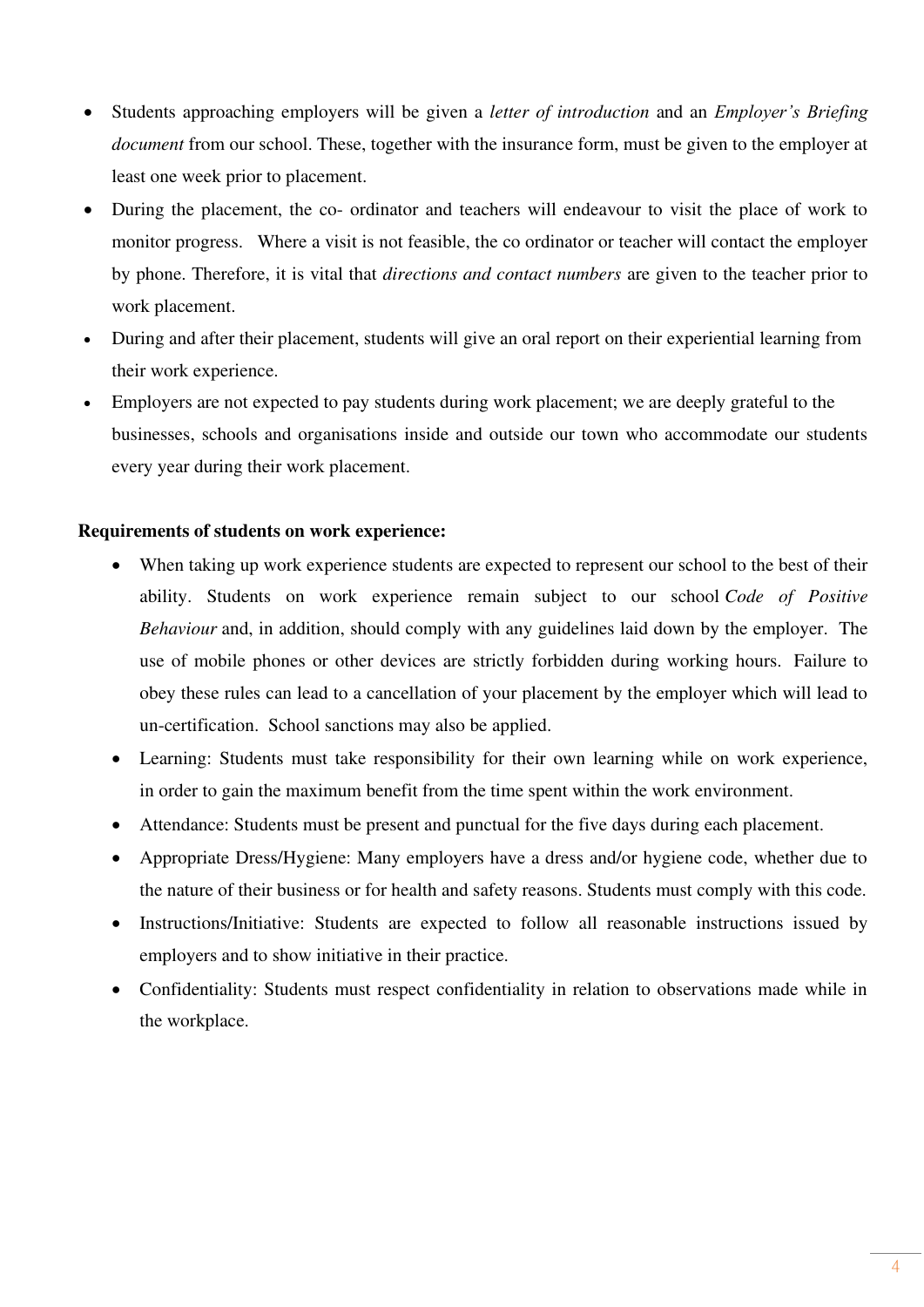- Students approaching employers will be given a *letter of introduction* and an *Employer's Briefing document* from our school. These, together with the insurance form, must be given to the employer at least one week prior to placement.
- During the placement, the co- ordinator and teachers will endeavour to visit the place of work to monitor progress. Where a visit is not feasible, the co ordinator or teacher will contact the employer by phone. Therefore, it is vital that *directions and contact numbers* are given to the teacher prior to work placement.
- During and after their placement, students will give an oral report on their experiential learning from their work experience.
- Employers are not expected to pay students during work placement; we are deeply grateful to the businesses, schools and organisations inside and outside our town who accommodate our students every year during their work placement.

**Requirements of students on work experience:**

- When taking up work experience students are expected to represent our school to the best of their ability. Students on work experience remain subject to our school *Code of Positive Behaviour* and, in addition, should comply with any guidelines laid down by the employer. The use of mobile phones or other devices are strictly forbidden during working hours. Failure to obey these rules can lead to a cancellation of your placement by the employer which will lead to un-certification. School sanctions may also be applied.
- Learning: Students must take responsibility for their own learning while on work experience, in order to gain the maximum benefit from the time spent within the work environment.
- Attendance: Students must be present and punctual for the five days during each placement.
- Appropriate Dress/Hygiene: Many employers have a dress and/or hygiene code, whether due to the nature of their business or for health and safety reasons. Students must comply with this code.
- Instructions/Initiative: Students are expected to follow all reasonable instructions issued by employers and to show initiative in their practice.
- Confidentiality: Students must respect confidentiality in relation to observations made while in the workplace.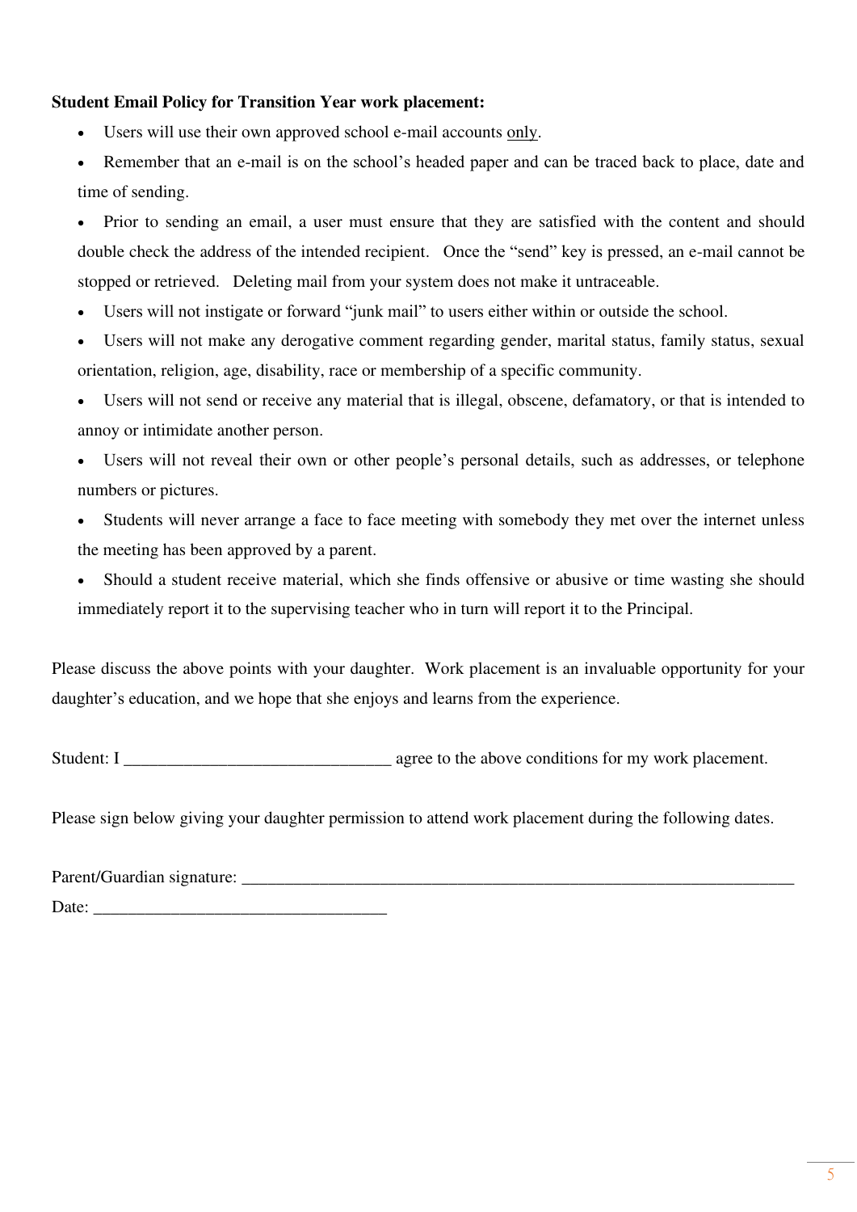**Student Email Policy for Transition Year work placement:**

- Users will use their own approved school e-mail accounts <u>only</u>.
- Remember that an e-mail is on the school's headed paper and can be traced back to place, date and time of sending.
- Prior to sending an email, a user must ensure that they are satisfied with the content and should double check the address of the intended recipient. Once the "send" key is pressed, an e-mail cannot be stopped or retrieved. Deleting mail from your system does not make it untraceable.
- Users will not instigate or forward "junk mail" to users either within or outside the school.
- Users will not make any derogative comment regarding gender, marital status, family status, sexual orientation, religion, age, disability, race or membership of a specific community.
- Users will not send or receive any material that is illegal, obscene, defamatory, or that is intended to annoy or intimidate another person.
- Users will not reveal their own or other people's personal details, such as addresses, or telephone numbers or pictures.
- Students will never arrange a face to face meeting with somebody they met over the internet unless the meeting has been approved by a parent.
- Should a student receive material, which she finds offensive or abusive or time wasting she should immediately report it to the supervising teacher who in turn will report it to the Principal.

Please discuss the above points with your daughter. Work placement is an invaluable opportunity for your daughter's education, and we hope that she enjoys and learns from the experience.

Student: I _______________________________ agree to the above conditions for my work placement.

Please sign below giving your daughter permission to attend work placement during the following dates.

Parent/Guardian signature: ____________________________________________________________________

Date: __________________________________